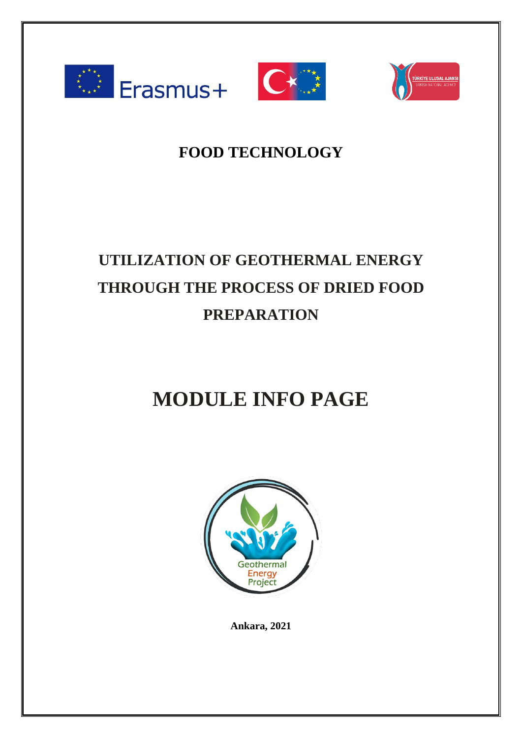# FOOD TECHNOLOGY

# UTILIZATION OF GEOTHERMAL ENERGY THROUGH THE PROCESS OF DRIED FOOD PREPARATION

# MODULE INFO PAGE

**Ankara, 2021**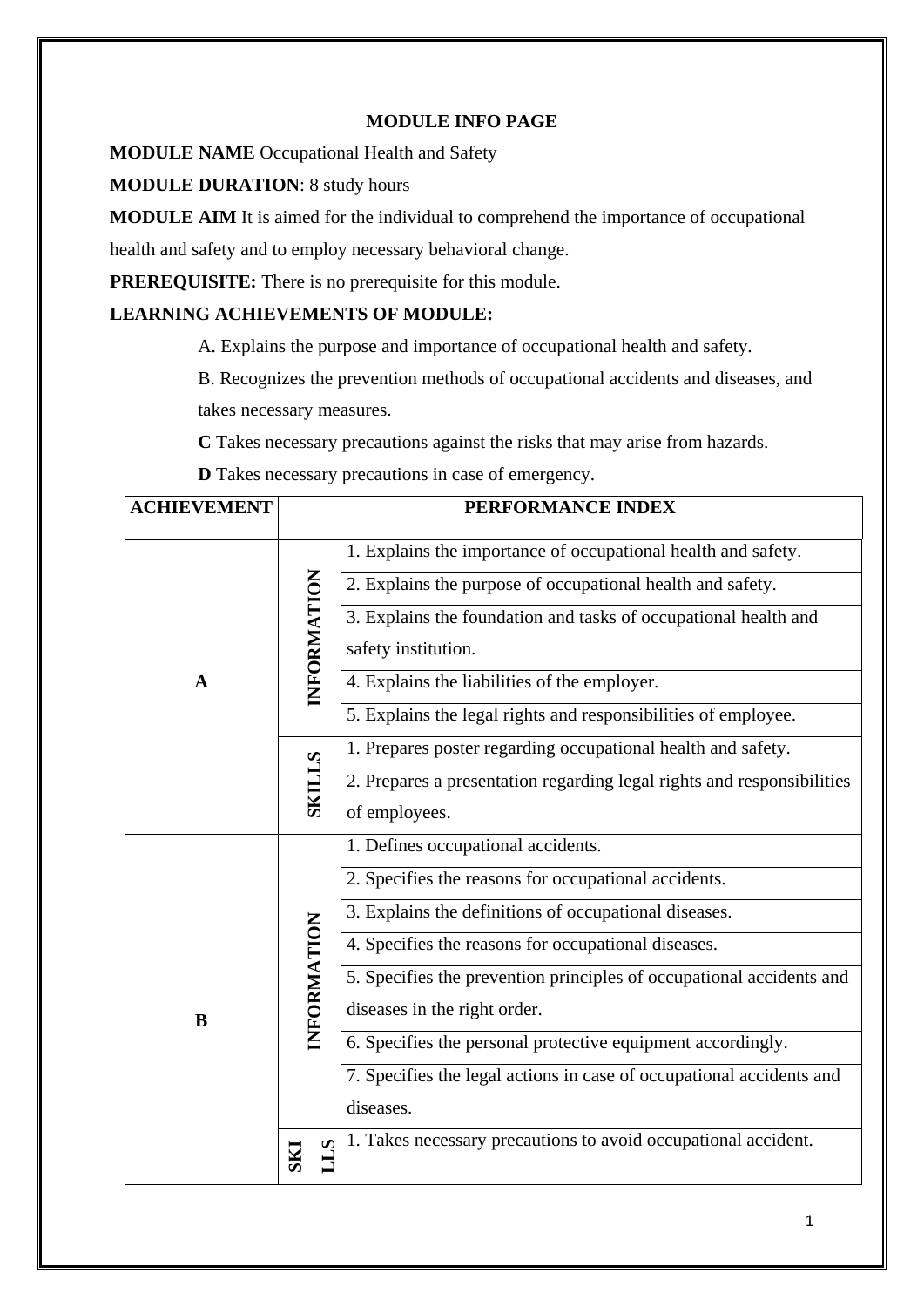**MODULE INFO PAGE**

**MODULE NAME** Occupational Health and Safety

**MODULE DURATION**: 8 study hours

**MODULE AIM** It is aimed for the individual to comprehend the importance of occupational health and safety and to employ necessary behavioral change.

**PREREQUISITE:** There is no prerequisite for this module.

**LEARNING ACHIEVEMENTS OF MODULE:**

A. Explains the purpose and importance of occupational health and safety.

B. Recognizes the prevention methods of occupational accidents and diseases, and takes necessary measures.

**C** Takes necessary precautions against the risks that may arise from hazards.

**D** Takes necessary precautions in case of emergency.

| ACHIEVEMENT | PERFORMANCE INDEX | |
|---|---|---|
| A | INFORMATION | 1. Explains the importance of occupational health and safety. |
| | | 2. Explains the purpose of occupational health and safety. |
| | | 3. Explains the foundation and tasks of occupational health and safety institution. |
| | | 4. Explains the liabilities of the employer. |
| | | 5. Explains the legal rights and responsibilities of employee. |
| | SKILLS | 1. Prepares poster regarding occupational health and safety. |
| | | 2. Prepares a presentation regarding legal rights and responsibilities of employees. |
| B | INFORMATION | 1. Defines occupational accidents. |
| | | 2. Specifies the reasons for occupational accidents. |
| | | 3. Explains the definitions of occupational diseases. |
| | | 4. Specifies the reasons for occupational diseases. |
| | | 5. Specifies the prevention principles of occupational accidents and diseases in the right order. |
| | | 6. Specifies the personal protective equipment accordingly. |
| | | 7. Specifies the legal actions in case of occupational accidents and diseases. |
| | SKILLS | 1. Takes necessary precautions to avoid occupational accident. |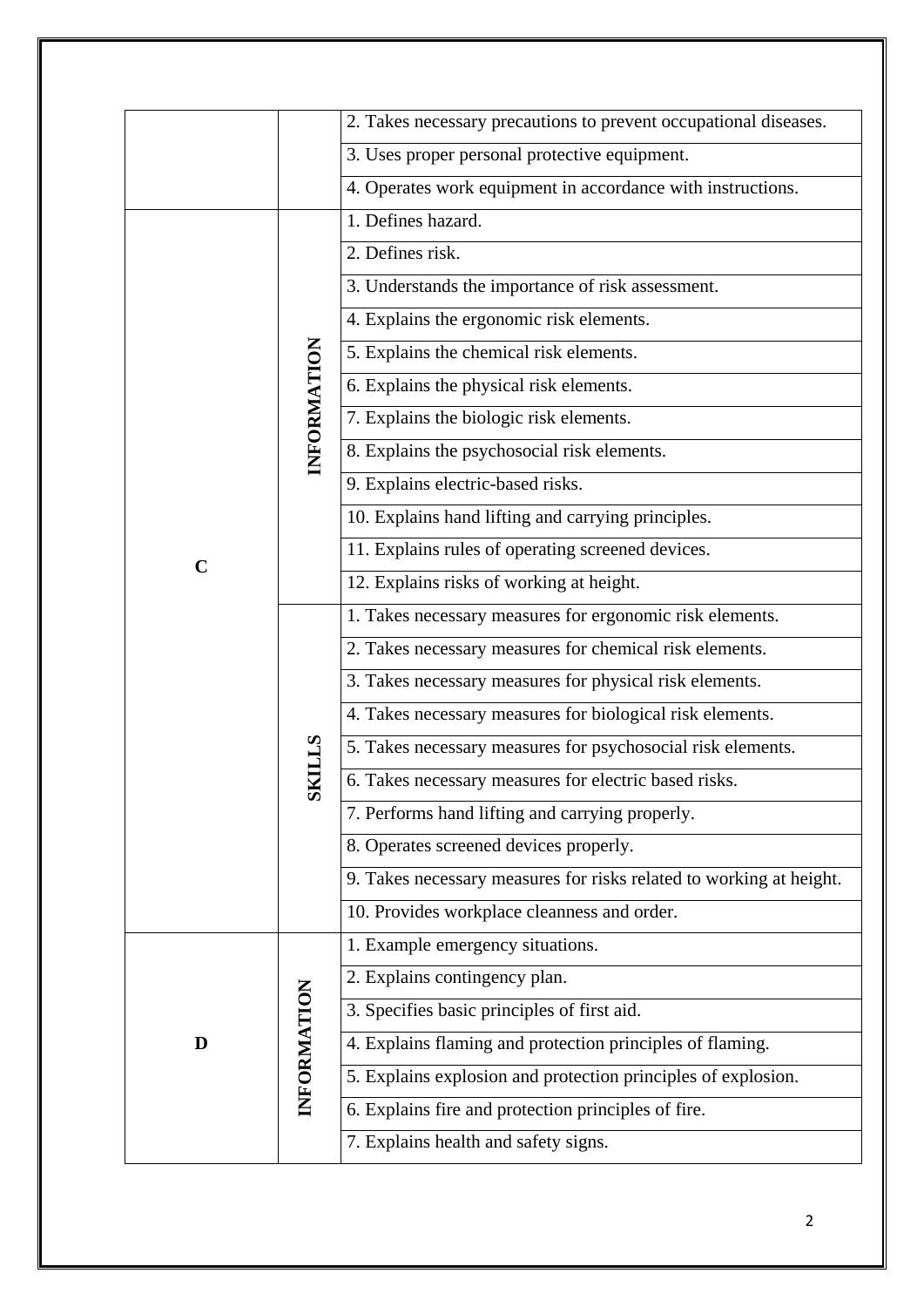| | | |
|---|---|---|
| | | 2. Takes necessary precautions to prevent occupational diseases. |
| | | 3. Uses proper personal protective equipment. |
| | | 4. Operates work equipment in accordance with instructions. |
| **C** | **INFORMATION** | 1. Defines hazard. |
| | | 2. Defines risk. |
| | | 3. Understands the importance of risk assessment. |
| | | 4. Explains the ergonomic risk elements. |
| | | 5. Explains the chemical risk elements. |
| | | 6. Explains the physical risk elements. |
| | | 7. Explains the biologic risk elements. |
| | | 8. Explains the psychosocial risk elements. |
| | | 9. Explains electric-based risks. |
| | | 10. Explains hand lifting and carrying principles. |
| | | 11. Explains rules of operating screened devices. |
| | | 12. Explains risks of working at height. |
| | **SKILLS** | 1. Takes necessary measures for ergonomic risk elements. |
| | | 2. Takes necessary measures for chemical risk elements. |
| | | 3. Takes necessary measures for physical risk elements. |
| | | 4. Takes necessary measures for biological risk elements. |
| | | 5. Takes necessary measures for psychosocial risk elements. |
| | | 6. Takes necessary measures for electric based risks. |
| | | 7. Performs hand lifting and carrying properly. |
| | | 8. Operates screened devices properly. |
| | | 9. Takes necessary measures for risks related to working at height. |
| | | 10. Provides workplace cleanness and order. |
| **D** | **INFORMATION** | 1. Example emergency situations. |
| | | 2. Explains contingency plan. |
| | | 3. Specifies basic principles of first aid. |
| | | 4. Explains flaming and protection principles of flaming. |
| | | 5. Explains explosion and protection principles of explosion. |
| | | 6. Explains fire and protection principles of fire. |
| | | 7. Explains health and safety signs. |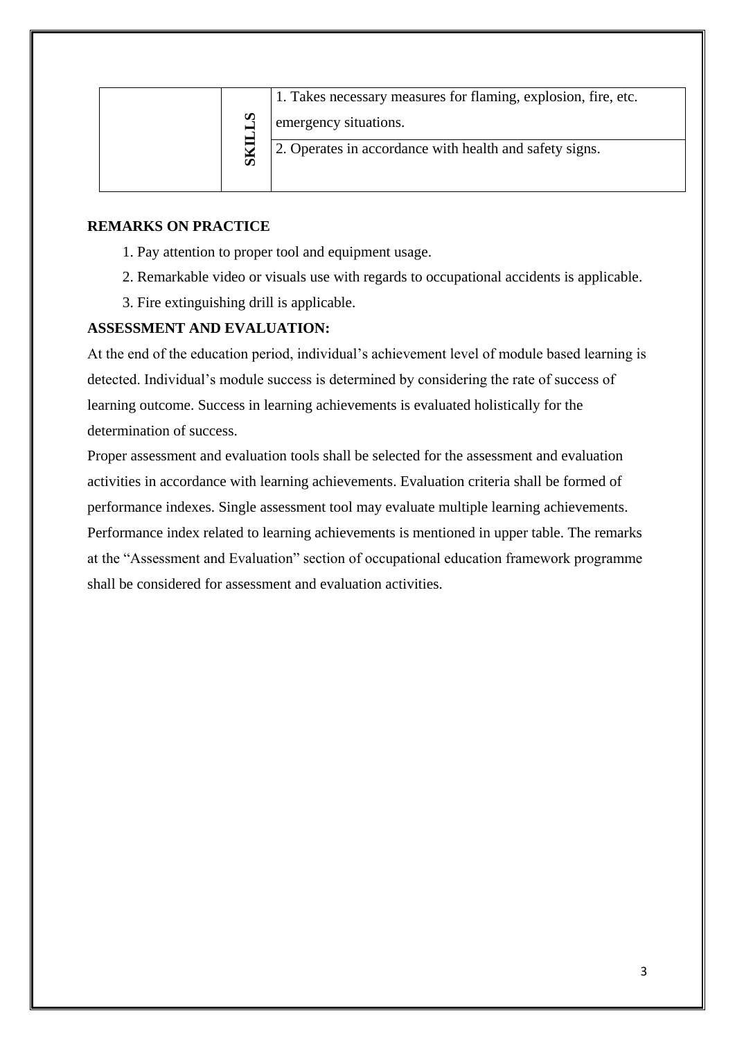|  |  |  |
|---|---|---|
|  | SKILLS | 1. Takes necessary measures for flaming, explosion, fire, etc. emergency situations. |
|  |  | 2. Operates in accordance with health and safety signs. |

**REMARKS ON PRACTICE**

1. Pay attention to proper tool and equipment usage.
2. Remarkable video or visuals use with regards to occupational accidents is applicable.
3. Fire extinguishing drill is applicable.

**ASSESSMENT AND EVALUATION:**

At the end of the education period, individual's achievement level of module based learning is detected. Individual's module success is determined by considering the rate of success of learning outcome. Success in learning achievements is evaluated holistically for the determination of success.

Proper assessment and evaluation tools shall be selected for the assessment and evaluation activities in accordance with learning achievements. Evaluation criteria shall be formed of performance indexes. Single assessment tool may evaluate multiple learning achievements. Performance index related to learning achievements is mentioned in upper table. The remarks at the "Assessment and Evaluation" section of occupational education framework programme shall be considered for assessment and evaluation activities.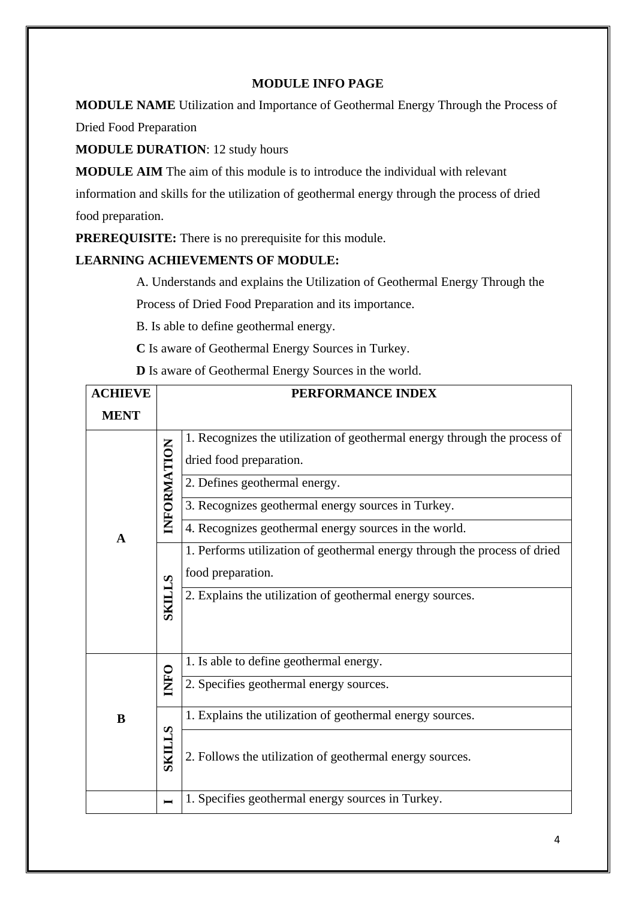**MODULE INFO PAGE**

**MODULE NAME** Utilization and Importance of Geothermal Energy Through the Process of Dried Food Preparation

**MODULE DURATION**: 12 study hours

**MODULE AIM** The aim of this module is to introduce the individual with relevant information and skills for the utilization of geothermal energy through the process of dried food preparation.

**PREREQUISITE:** There is no prerequisite for this module.

**LEARNING ACHIEVEMENTS OF MODULE:**

A. Understands and explains the Utilization of Geothermal Energy Through the Process of Dried Food Preparation and its importance.

B. Is able to define geothermal energy.

**C** Is aware of Geothermal Energy Sources in Turkey.

**D** Is aware of Geothermal Energy Sources in the world.

| ACHIEVEMENT | | PERFORMANCE INDEX |
|---|---|---|
| A | INFORMATION | 1. Recognizes the utilization of geothermal energy through the process of dried food preparation. |
| | | 2. Defines geothermal energy. |
| | | 3. Recognizes geothermal energy sources in Turkey. |
| | | 4. Recognizes geothermal energy sources in the world. |
| | SKILLS | 1. Performs utilization of geothermal energy through the process of dried food preparation. |
| | | 2. Explains the utilization of geothermal energy sources. |
| B | INFO | 1. Is able to define geothermal energy. |
| | | 2. Specifies geothermal energy sources. |
| | SKILLS | 1. Explains the utilization of geothermal energy sources. |
| | | 2. Follows the utilization of geothermal energy sources. |
| | I | 1. Specifies geothermal energy sources in Turkey. |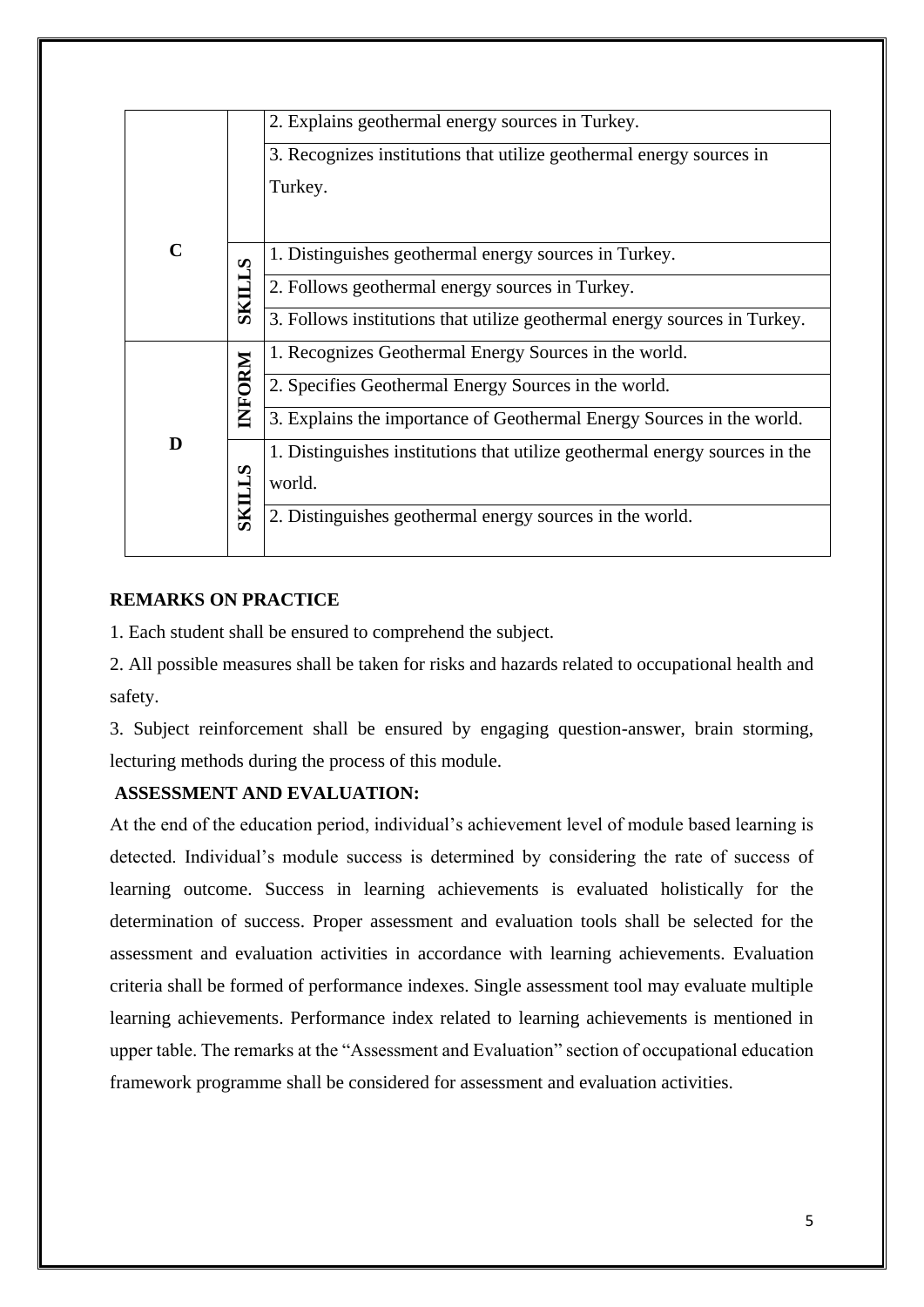| | | |
|---|---|---|
| C | | 2. Explains geothermal energy sources in Turkey. |
| | | 3. Recognizes institutions that utilize geothermal energy sources in Turkey. |
| | SKILLS | 1. Distinguishes geothermal energy sources in Turkey. |
| | | 2. Follows geothermal energy sources in Turkey. |
| | | 3. Follows institutions that utilize geothermal energy sources in Turkey. |
| D | INFORM | 1. Recognizes Geothermal Energy Sources in the world. |
| | | 2. Specifies Geothermal Energy Sources in the world. |
| | | 3. Explains the importance of Geothermal Energy Sources in the world. |
| | SKILLS | 1. Distinguishes institutions that utilize geothermal energy sources in the world. |
| | | 2. Distinguishes geothermal energy sources in the world. |

**REMARKS ON PRACTICE**

1. Each student shall be ensured to comprehend the subject.

2. All possible measures shall be taken for risks and hazards related to occupational health and safety.

3. Subject reinforcement shall be ensured by engaging question-answer, brain storming, lecturing methods during the process of this module.

**ASSESSMENT AND EVALUATION:**

At the end of the education period, individual's achievement level of module based learning is detected. Individual's module success is determined by considering the rate of success of learning outcome. Success in learning achievements is evaluated holistically for the determination of success. Proper assessment and evaluation tools shall be selected for the assessment and evaluation activities in accordance with learning achievements. Evaluation criteria shall be formed of performance indexes. Single assessment tool may evaluate multiple learning achievements. Performance index related to learning achievements is mentioned in upper table. The remarks at the "Assessment and Evaluation" section of occupational education framework programme shall be considered for assessment and evaluation activities.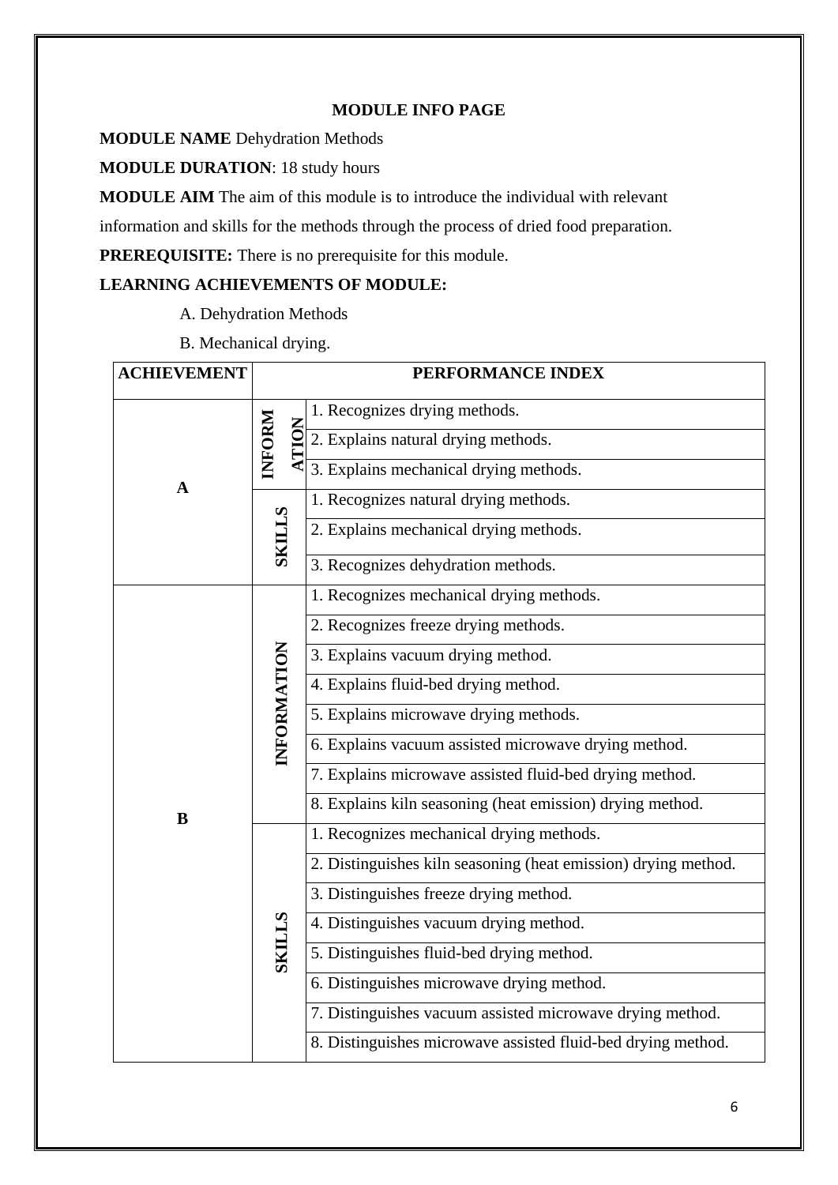## MODULE INFO PAGE

**MODULE NAME** Dehydration Methods

**MODULE DURATION**: 18 study hours

**MODULE AIM** The aim of this module is to introduce the individual with relevant information and skills for the methods through the process of dried food preparation.

**PREREQUISITE:** There is no prerequisite for this module.

**LEARNING ACHIEVEMENTS OF MODULE:**

A. Dehydration Methods

B. Mechanical drying.

| ACHIEVEMENT | PERFORMANCE INDEX | |
|---|---|---|
| **A** | **INFORMATION** | 1. Recognizes drying methods. |
| | | 2. Explains natural drying methods. |
| | | 3. Explains mechanical drying methods. |
| | **SKILLS** | 1. Recognizes natural drying methods. |
| | | 2. Explains mechanical drying methods. |
| | | 3. Recognizes dehydration methods. |
| **B** | **INFORMATION** | 1. Recognizes mechanical drying methods. |
| | | 2. Recognizes freeze drying methods. |
| | | 3. Explains vacuum drying method. |
| | | 4. Explains fluid-bed drying method. |
| | | 5. Explains microwave drying methods. |
| | | 6. Explains vacuum assisted microwave drying method. |
| | | 7. Explains microwave assisted fluid-bed drying method. |
| | | 8. Explains kiln seasoning (heat emission) drying method. |
| | **SKILLS** | 1. Recognizes mechanical drying methods. |
| | | 2. Distinguishes kiln seasoning (heat emission) drying method. |
| | | 3. Distinguishes freeze drying method. |
| | | 4. Distinguishes vacuum drying method. |
| | | 5. Distinguishes fluid-bed drying method. |
| | | 6. Distinguishes microwave drying method. |
| | | 7. Distinguishes vacuum assisted microwave drying method. |
| | | 8. Distinguishes microwave assisted fluid-bed drying method. |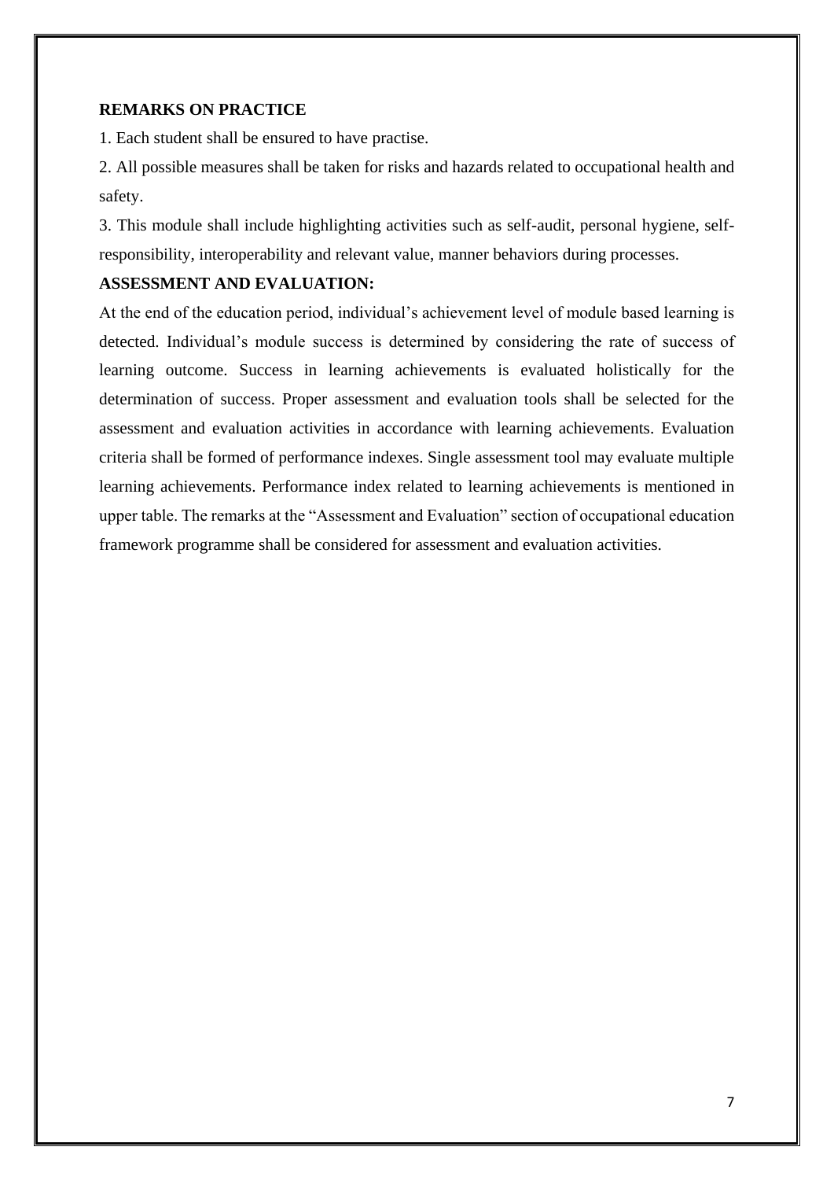**REMARKS ON PRACTICE**

1. Each student shall be ensured to have practise.
2. All possible measures shall be taken for risks and hazards related to occupational health and safety.
3. This module shall include highlighting activities such as self-audit, personal hygiene, self-responsibility, interoperability and relevant value, manner behaviors during processes.

**ASSESSMENT AND EVALUATION:**

At the end of the education period, individual's achievement level of module based learning is detected. Individual's module success is determined by considering the rate of success of learning outcome. Success in learning achievements is evaluated holistically for the determination of success. Proper assessment and evaluation tools shall be selected for the assessment and evaluation activities in accordance with learning achievements. Evaluation criteria shall be formed of performance indexes. Single assessment tool may evaluate multiple learning achievements. Performance index related to learning achievements is mentioned in upper table. The remarks at the "Assessment and Evaluation" section of occupational education framework programme shall be considered for assessment and evaluation activities.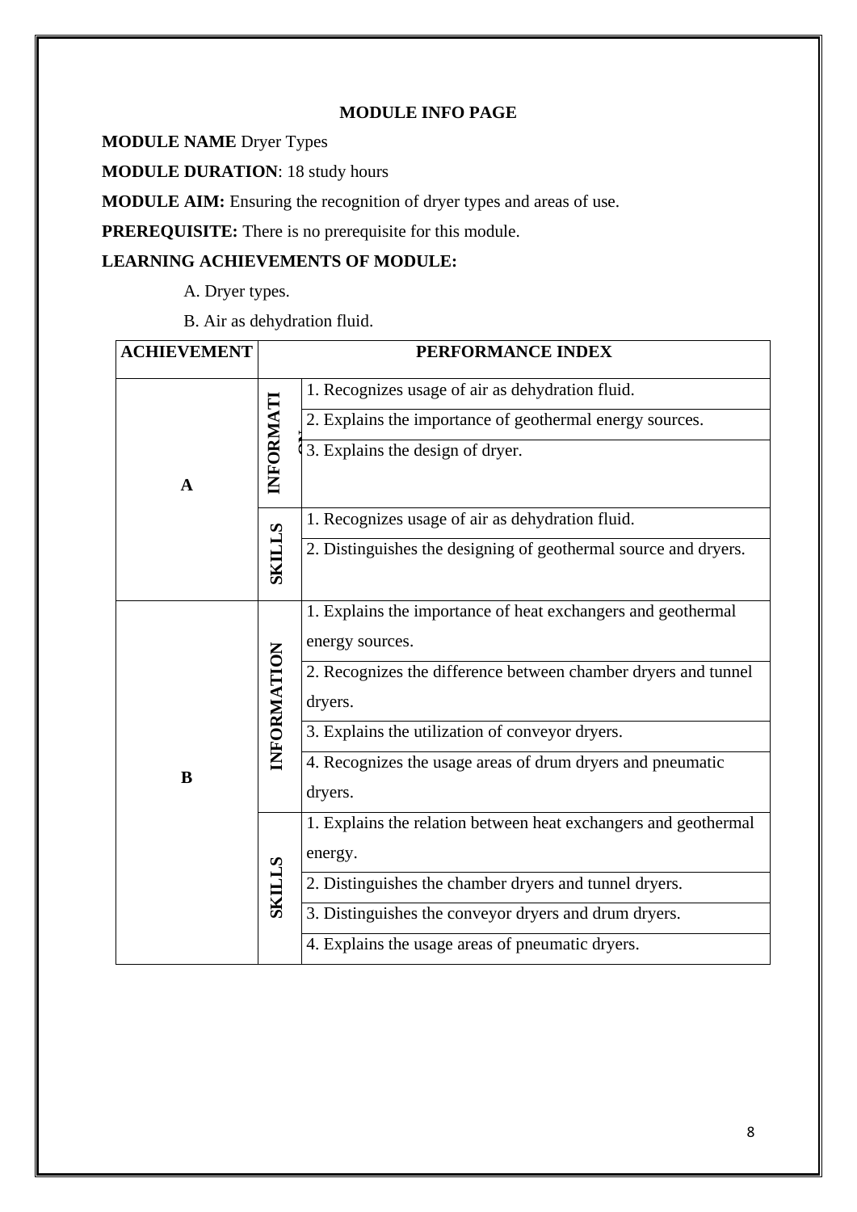**MODULE INFO PAGE**

**MODULE NAME** Dryer Types

**MODULE DURATION**: 18 study hours

**MODULE AIM:** Ensuring the recognition of dryer types and areas of use.

**PREREQUISITE:** There is no prerequisite for this module.

**LEARNING ACHIEVEMENTS OF MODULE:**

A. Dryer types.

B. Air as dehydration fluid.

| ACHIEVEMENT | PERFORMANCE INDEX | |
|---|---|---|
| A | INFORMATION | 1. Recognizes usage of air as dehydration fluid. |
| | | 2. Explains the importance of geothermal energy sources. |
| | | 3. Explains the design of dryer. |
| | SKILLS | 1. Recognizes usage of air as dehydration fluid. |
| | | 2. Distinguishes the designing of geothermal source and dryers. |
| B | INFORMATION | 1. Explains the importance of heat exchangers and geothermal energy sources. |
| | | 2. Recognizes the difference between chamber dryers and tunnel dryers. |
| | | 3. Explains the utilization of conveyor dryers. |
| | | 4. Recognizes the usage areas of drum dryers and pneumatic dryers. |
| | SKILLS | 1. Explains the relation between heat exchangers and geothermal energy. |
| | | 2. Distinguishes the chamber dryers and tunnel dryers. |
| | | 3. Distinguishes the conveyor dryers and drum dryers. |
| | | 4. Explains the usage areas of pneumatic dryers. |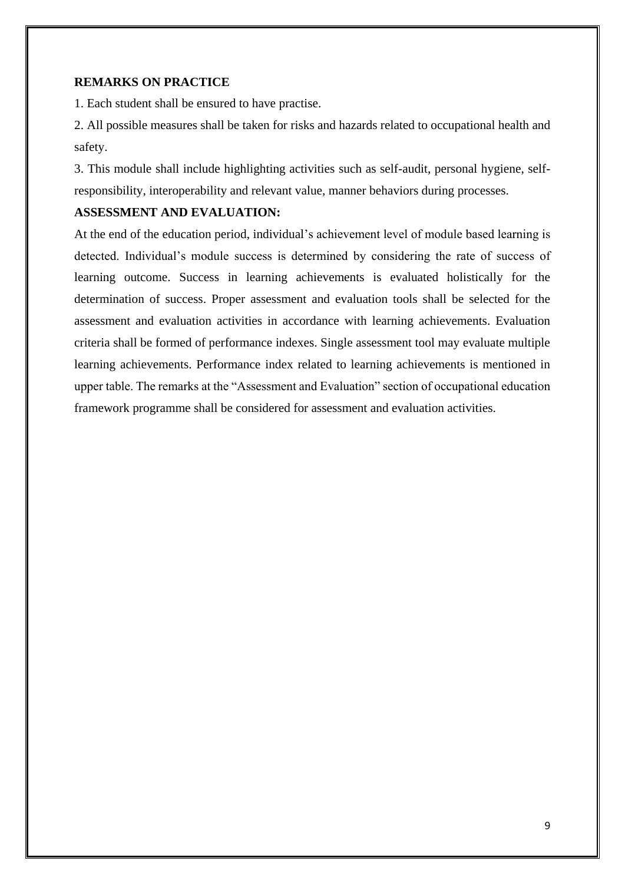**REMARKS ON PRACTICE**

1. Each student shall be ensured to have practise.
2. All possible measures shall be taken for risks and hazards related to occupational health and safety.
3. This module shall include highlighting activities such as self-audit, personal hygiene, self-responsibility, interoperability and relevant value, manner behaviors during processes.

**ASSESSMENT AND EVALUATION:**

At the end of the education period, individual's achievement level of module based learning is detected. Individual's module success is determined by considering the rate of success of learning outcome. Success in learning achievements is evaluated holistically for the determination of success. Proper assessment and evaluation tools shall be selected for the assessment and evaluation activities in accordance with learning achievements. Evaluation criteria shall be formed of performance indexes. Single assessment tool may evaluate multiple learning achievements. Performance index related to learning achievements is mentioned in upper table. The remarks at the "Assessment and Evaluation" section of occupational education framework programme shall be considered for assessment and evaluation activities.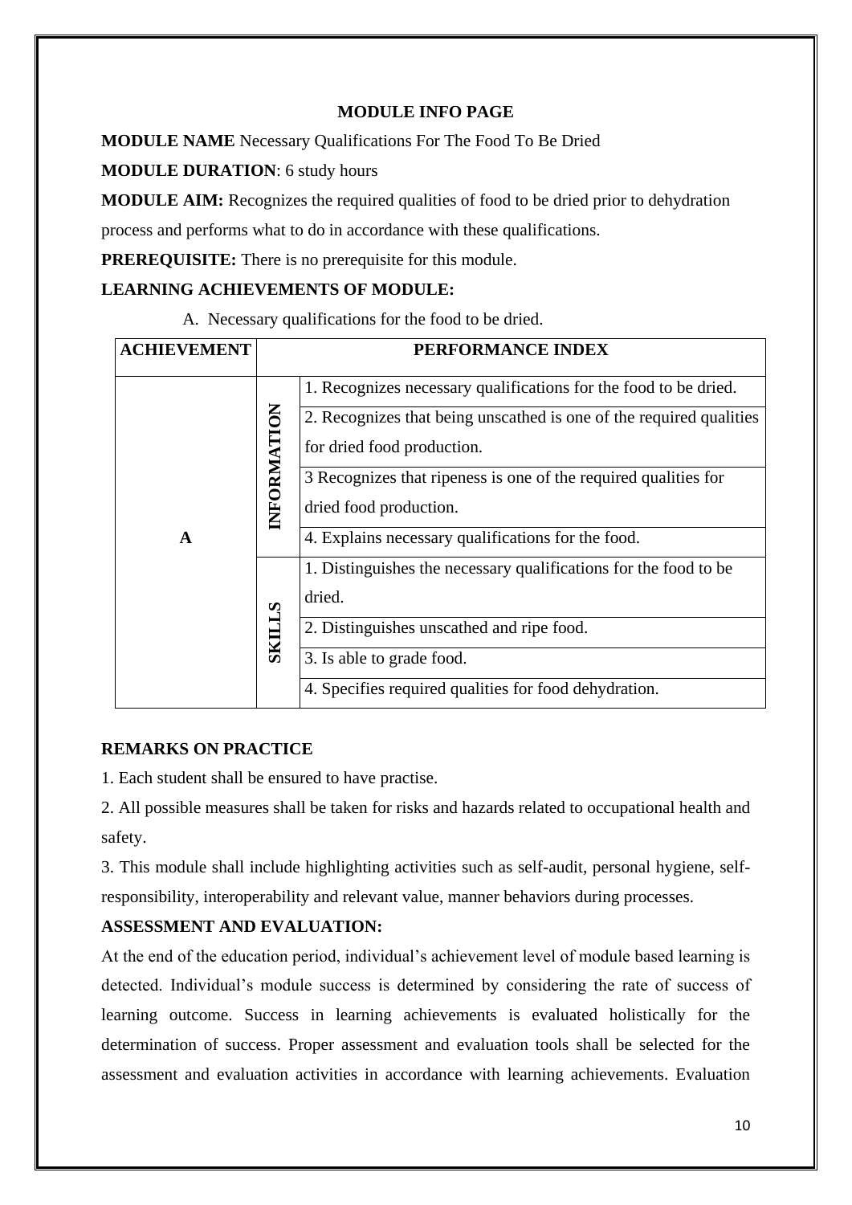## MODULE INFO PAGE

**MODULE NAME** Necessary Qualifications For The Food To Be Dried

**MODULE DURATION**: 6 study hours

**MODULE AIM:** Recognizes the required qualities of food to be dried prior to dehydration process and performs what to do in accordance with these qualifications.

**PREREQUISITE:** There is no prerequisite for this module.

**LEARNING ACHIEVEMENTS OF MODULE:**

A. Necessary qualifications for the food to be dried.

| ACHIEVEMENT | PERFORMANCE INDEX | |
|---|---|---|
| A | INFORMATION | 1. Recognizes necessary qualifications for the food to be dried. |
| | | 2. Recognizes that being unscathed is one of the required qualities for dried food production. |
| | | 3 Recognizes that ripeness is one of the required qualities for dried food production. |
| | | 4. Explains necessary qualifications for the food. |
| | SKILLS | 1. Distinguishes the necessary qualifications for the food to be dried. |
| | | 2. Distinguishes unscathed and ripe food. |
| | | 3. Is able to grade food. |
| | | 4. Specifies required qualities for food dehydration. |

**REMARKS ON PRACTICE**

1. Each student shall be ensured to have practise.
2. All possible measures shall be taken for risks and hazards related to occupational health and safety.
3. This module shall include highlighting activities such as self-audit, personal hygiene, self-responsibility, interoperability and relevant value, manner behaviors during processes.

**ASSESSMENT AND EVALUATION:**

At the end of the education period, individual's achievement level of module based learning is detected. Individual's module success is determined by considering the rate of success of learning outcome. Success in learning achievements is evaluated holistically for the determination of success. Proper assessment and evaluation tools shall be selected for the assessment and evaluation activities in accordance with learning achievements. Evaluation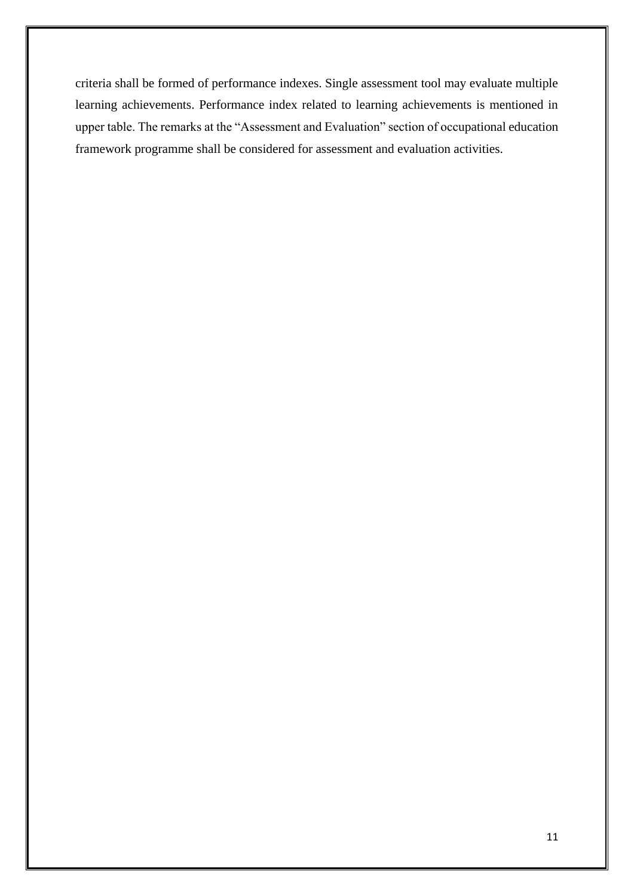criteria shall be formed of performance indexes. Single assessment tool may evaluate multiple learning achievements. Performance index related to learning achievements is mentioned in upper table. The remarks at the "Assessment and Evaluation" section of occupational education framework programme shall be considered for assessment and evaluation activities.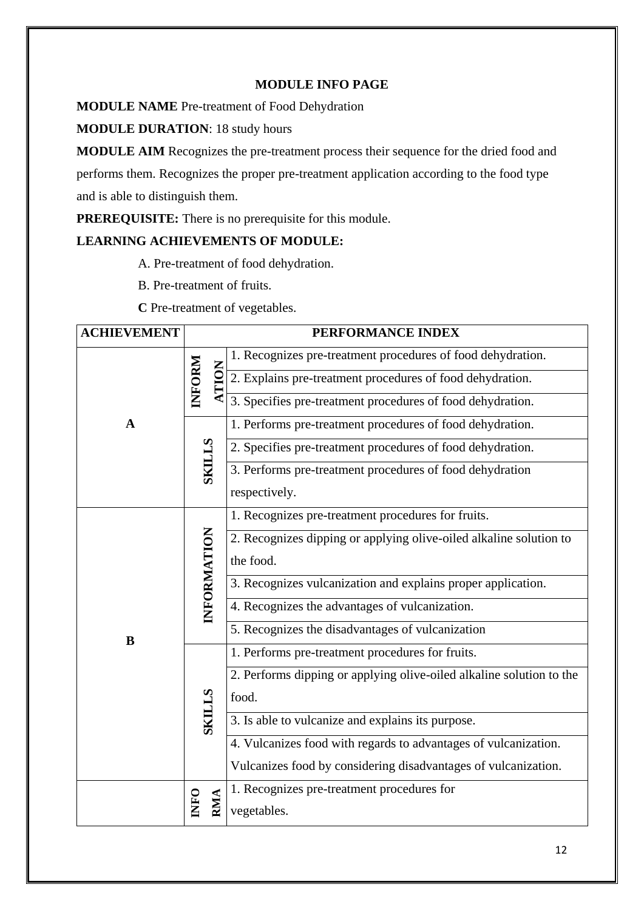## MODULE INFO PAGE

**MODULE NAME** Pre-treatment of Food Dehydration

**MODULE DURATION**: 18 study hours

**MODULE AIM** Recognizes the pre-treatment process their sequence for the dried food and performs them. Recognizes the proper pre-treatment application according to the food type and is able to distinguish them.

**PREREQUISITE:** There is no prerequisite for this module.

**LEARNING ACHIEVEMENTS OF MODULE:**

A. Pre-treatment of food dehydration.

B. Pre-treatment of fruits.

**C** Pre-treatment of vegetables.

| ACHIEVEMENT | PERFORMANCE INDEX | |
|---|---|---|
| A | INFORMATION | 1. Recognizes pre-treatment procedures of food dehydration. |
| | | 2. Explains pre-treatment procedures of food dehydration. |
| | | 3. Specifies pre-treatment procedures of food dehydration. |
| | SKILLS | 1. Performs pre-treatment procedures of food dehydration. |
| | | 2. Specifies pre-treatment procedures of food dehydration. |
| | | 3. Performs pre-treatment procedures of food dehydration respectively. |
| B | INFORMATION | 1. Recognizes pre-treatment procedures for fruits. |
| | | 2. Recognizes dipping or applying olive-oiled alkaline solution to the food. |
| | | 3. Recognizes vulcanization and explains proper application. |
| | | 4. Recognizes the advantages of vulcanization. |
| | | 5. Recognizes the disadvantages of vulcanization |
| | SKILLS | 1. Performs pre-treatment procedures for fruits. |
| | | 2. Performs dipping or applying olive-oiled alkaline solution to the food. |
| | | 3. Is able to vulcanize and explains its purpose. |
| | | 4. Vulcanizes food with regards to advantages of vulcanization. Vulcanizes food by considering disadvantages of vulcanization. |
| | INFORMA | 1. Recognizes pre-treatment procedures for vegetables. |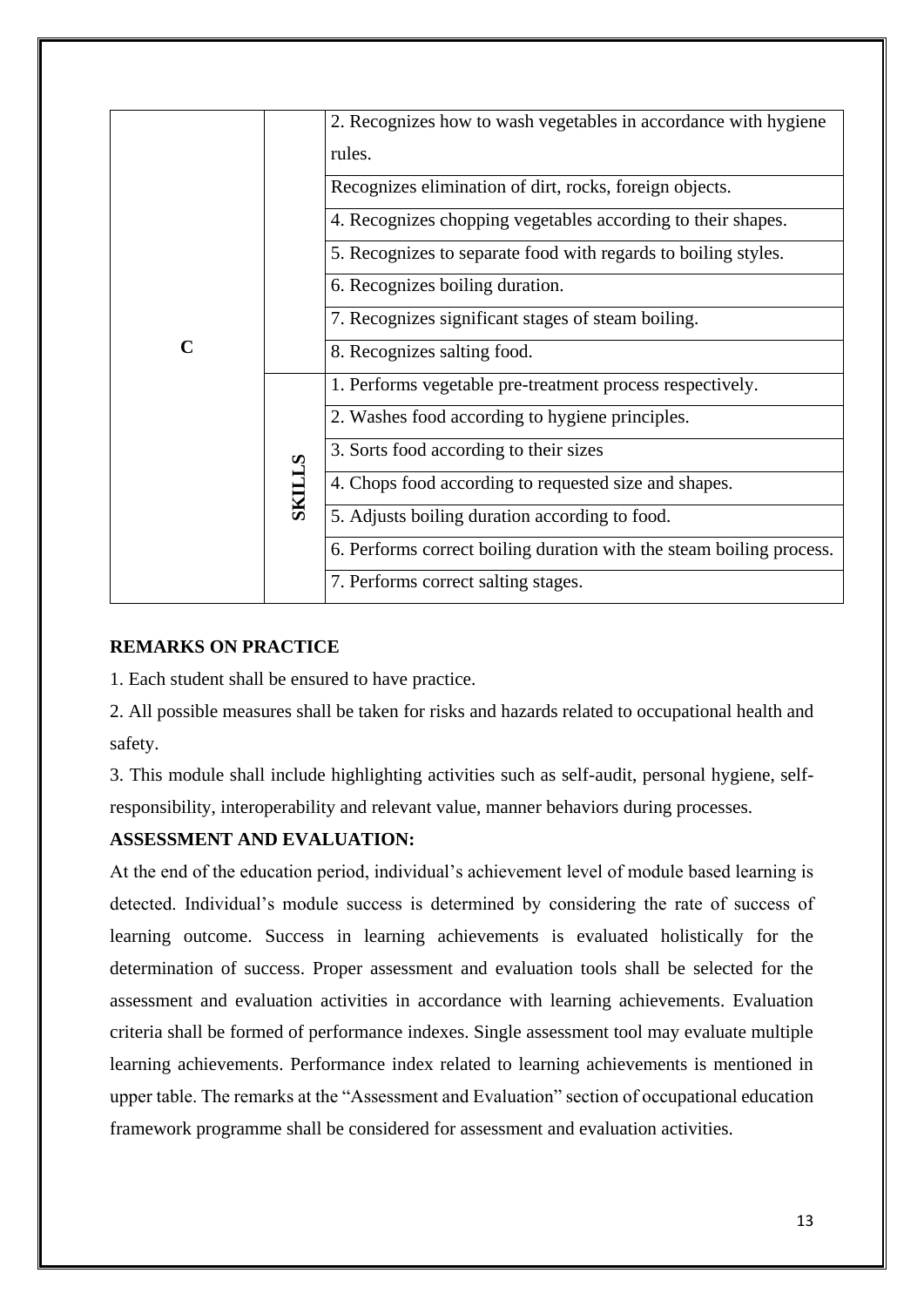| | | |
|---|---|---|
| C | | 2. Recognizes how to wash vegetables in accordance with hygiene rules. |
| | | Recognizes elimination of dirt, rocks, foreign objects. |
| | | 4. Recognizes chopping vegetables according to their shapes. |
| | | 5. Recognizes to separate food with regards to boiling styles. |
| | | 6. Recognizes boiling duration. |
| | | 7. Recognizes significant stages of steam boiling. |
| | | 8. Recognizes salting food. |
| | SKILLS | 1. Performs vegetable pre-treatment process respectively. |
| | | 2. Washes food according to hygiene principles. |
| | | 3. Sorts food according to their sizes |
| | | 4. Chops food according to requested size and shapes. |
| | | 5. Adjusts boiling duration according to food. |
| | | 6. Performs correct boiling duration with the steam boiling process. |
| | | 7. Performs correct salting stages. |

**REMARKS ON PRACTICE**

1. Each student shall be ensured to have practice.

2. All possible measures shall be taken for risks and hazards related to occupational health and safety.

3. This module shall include highlighting activities such as self-audit, personal hygiene, self-responsibility, interoperability and relevant value, manner behaviors during processes.

**ASSESSMENT AND EVALUATION:**

At the end of the education period, individual's achievement level of module based learning is detected. Individual's module success is determined by considering the rate of success of learning outcome. Success in learning achievements is evaluated holistically for the determination of success. Proper assessment and evaluation tools shall be selected for the assessment and evaluation activities in accordance with learning achievements. Evaluation criteria shall be formed of performance indexes. Single assessment tool may evaluate multiple learning achievements. Performance index related to learning achievements is mentioned in upper table. The remarks at the "Assessment and Evaluation" section of occupational education framework programme shall be considered for assessment and evaluation activities.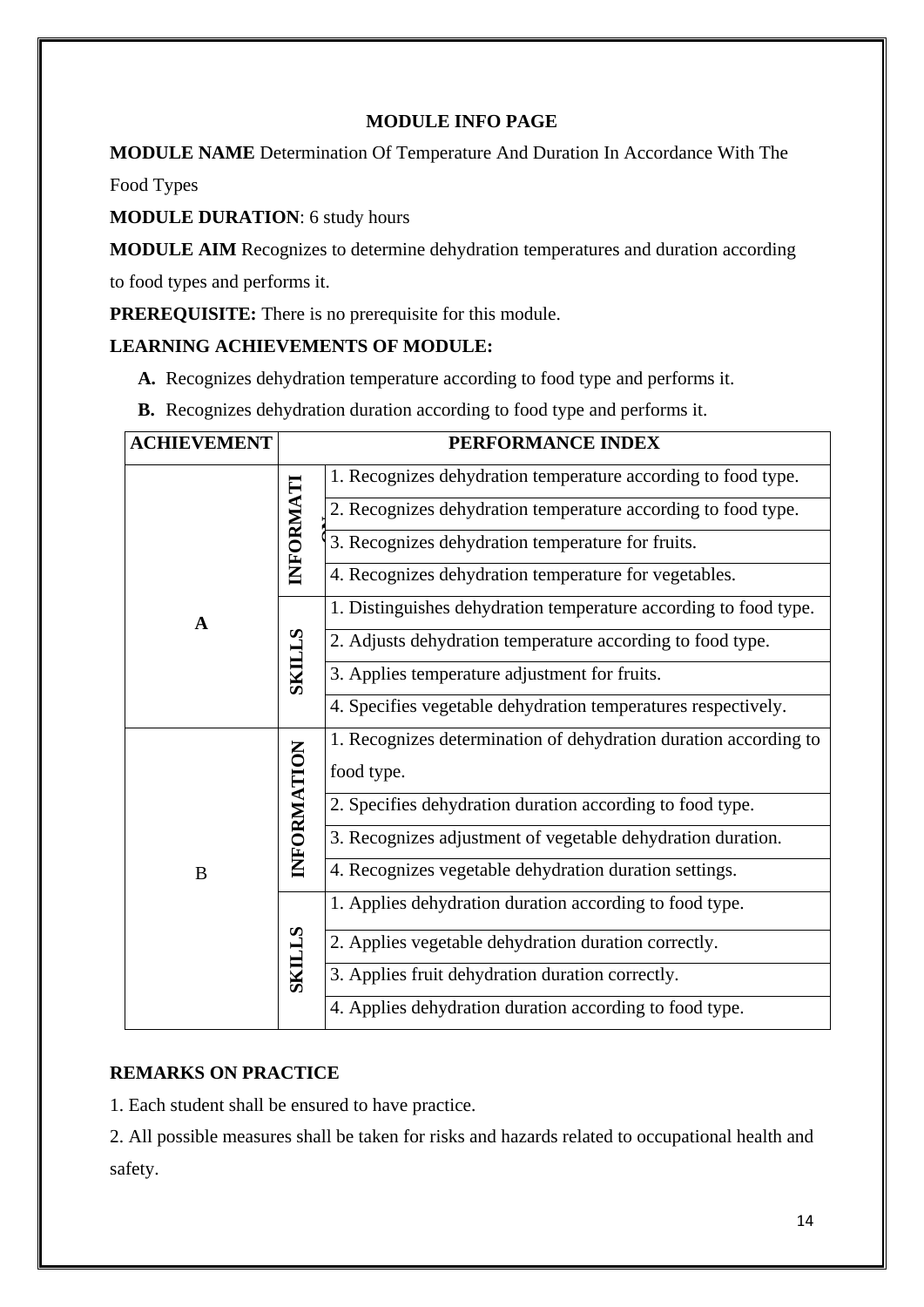## MODULE INFO PAGE

**MODULE NAME** Determination Of Temperature And Duration In Accordance With The Food Types

**MODULE DURATION**: 6 study hours

**MODULE AIM** Recognizes to determine dehydration temperatures and duration according to food types and performs it.

**PREREQUISITE:** There is no prerequisite for this module.

**LEARNING ACHIEVEMENTS OF MODULE:**

- **A.** Recognizes dehydration temperature according to food type and performs it.
- **B.** Recognizes dehydration duration according to food type and performs it.

| ACHIEVEMENT | PERFORMANCE INDEX | |
|---|---|---|
| A | INFORMATION | 1. Recognizes dehydration temperature according to food type. |
| | | 2. Recognizes dehydration temperature according to food type. |
| | | 3. Recognizes dehydration temperature for fruits. |
| | | 4. Recognizes dehydration temperature for vegetables. |
| | SKILLS | 1. Distinguishes dehydration temperature according to food type. |
| | | 2. Adjusts dehydration temperature according to food type. |
| | | 3. Applies temperature adjustment for fruits. |
| | | 4. Specifies vegetable dehydration temperatures respectively. |
| B | INFORMATION | 1. Recognizes determination of dehydration duration according to food type. |
| | | 2. Specifies dehydration duration according to food type. |
| | | 3. Recognizes adjustment of vegetable dehydration duration. |
| | | 4. Recognizes vegetable dehydration duration settings. |
| | SKILLS | 1. Applies dehydration duration according to food type. |
| | | 2. Applies vegetable dehydration duration correctly. |
| | | 3. Applies fruit dehydration duration correctly. |
| | | 4. Applies dehydration duration according to food type. |

**REMARKS ON PRACTICE**

1. Each student shall be ensured to have practice.
2. All possible measures shall be taken for risks and hazards related to occupational health and safety.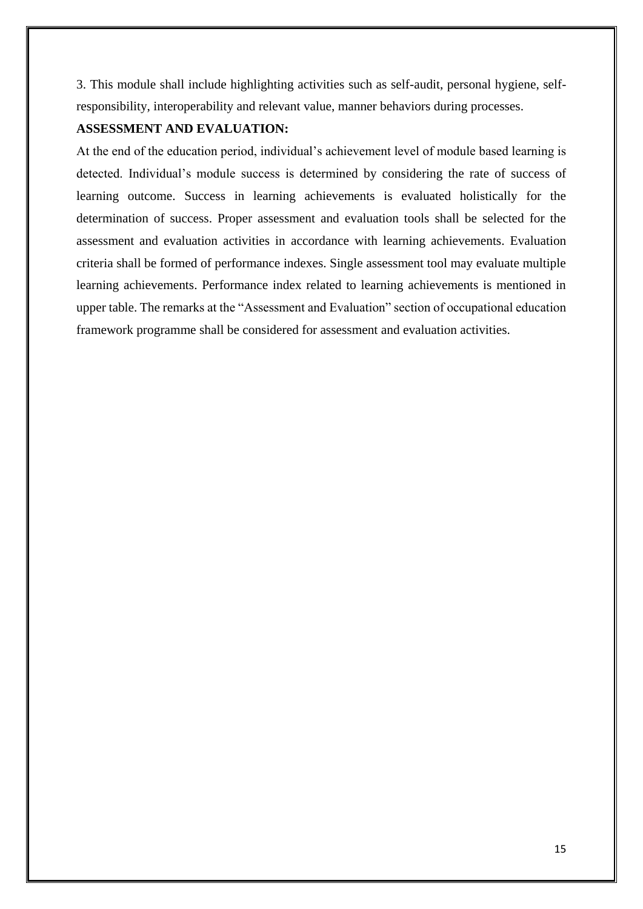3. This module shall include highlighting activities such as self-audit, personal hygiene, self-responsibility, interoperability and relevant value, manner behaviors during processes.

**ASSESSMENT AND EVALUATION:**

At the end of the education period, individual's achievement level of module based learning is detected. Individual's module success is determined by considering the rate of success of learning outcome. Success in learning achievements is evaluated holistically for the determination of success. Proper assessment and evaluation tools shall be selected for the assessment and evaluation activities in accordance with learning achievements. Evaluation criteria shall be formed of performance indexes. Single assessment tool may evaluate multiple learning achievements. Performance index related to learning achievements is mentioned in upper table. The remarks at the "Assessment and Evaluation" section of occupational education framework programme shall be considered for assessment and evaluation activities.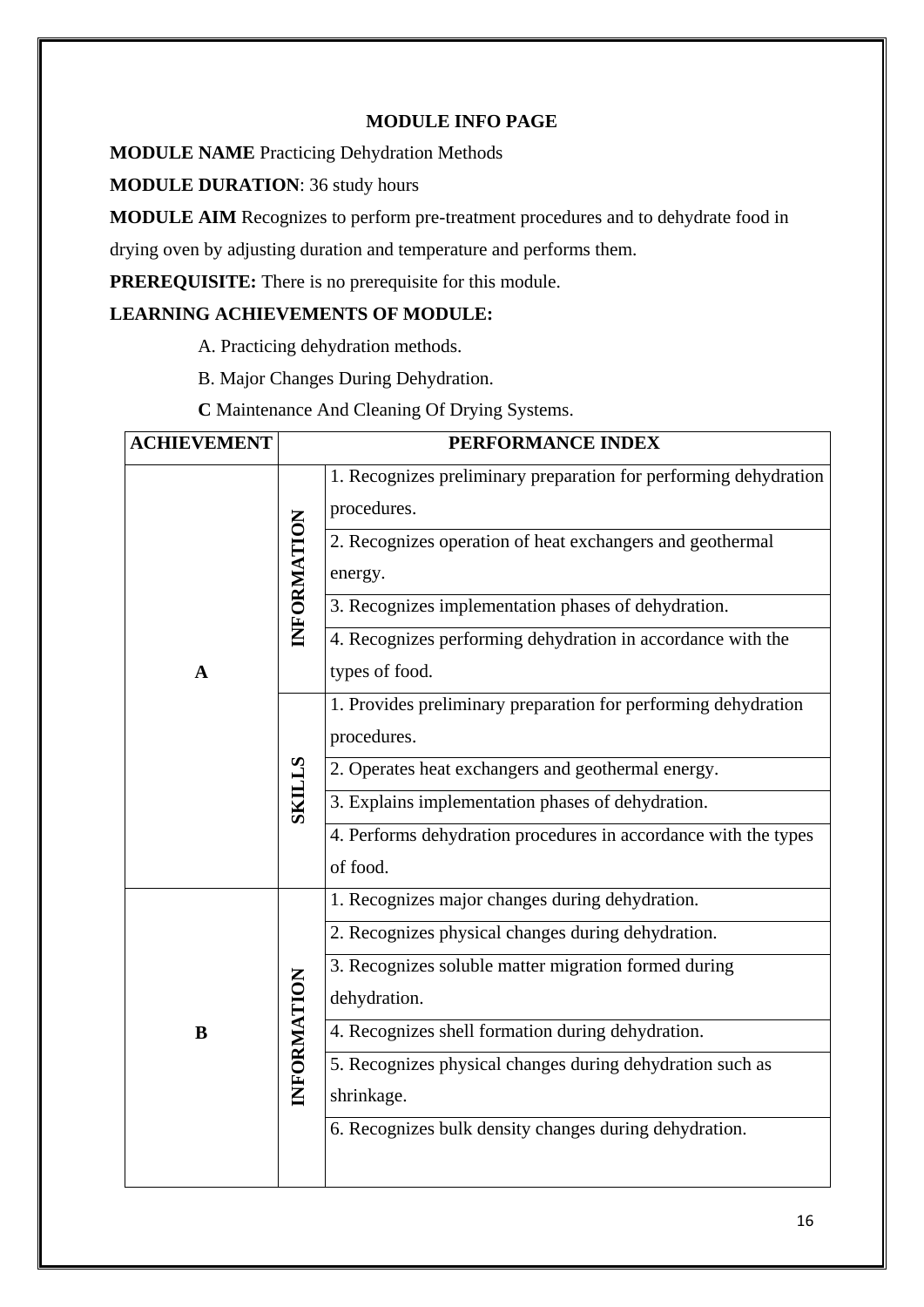## MODULE INFO PAGE

**MODULE NAME** Practicing Dehydration Methods

**MODULE DURATION**: 36 study hours

**MODULE AIM** Recognizes to perform pre-treatment procedures and to dehydrate food in drying oven by adjusting duration and temperature and performs them.

**PREREQUISITE:** There is no prerequisite for this module.

**LEARNING ACHIEVEMENTS OF MODULE:**

A. Practicing dehydration methods.

B. Major Changes During Dehydration.

**C** Maintenance And Cleaning Of Drying Systems.

| ACHIEVEMENT | PERFORMANCE INDEX | |
|---|---|---|
| A | INFORMATION | 1. Recognizes preliminary preparation for performing dehydration procedures. |
| | | 2. Recognizes operation of heat exchangers and geothermal energy. |
| | | 3. Recognizes implementation phases of dehydration. |
| | | 4. Recognizes performing dehydration in accordance with the types of food. |
| | SKILLS | 1. Provides preliminary preparation for performing dehydration procedures. |
| | | 2. Operates heat exchangers and geothermal energy. |
| | | 3. Explains implementation phases of dehydration. |
| | | 4. Performs dehydration procedures in accordance with the types of food. |
| B | INFORMATION | 1. Recognizes major changes during dehydration. |
| | | 2. Recognizes physical changes during dehydration. |
| | | 3. Recognizes soluble matter migration formed during dehydration. |
| | | 4. Recognizes shell formation during dehydration. |
| | | 5. Recognizes physical changes during dehydration such as shrinkage. |
| | | 6. Recognizes bulk density changes during dehydration. |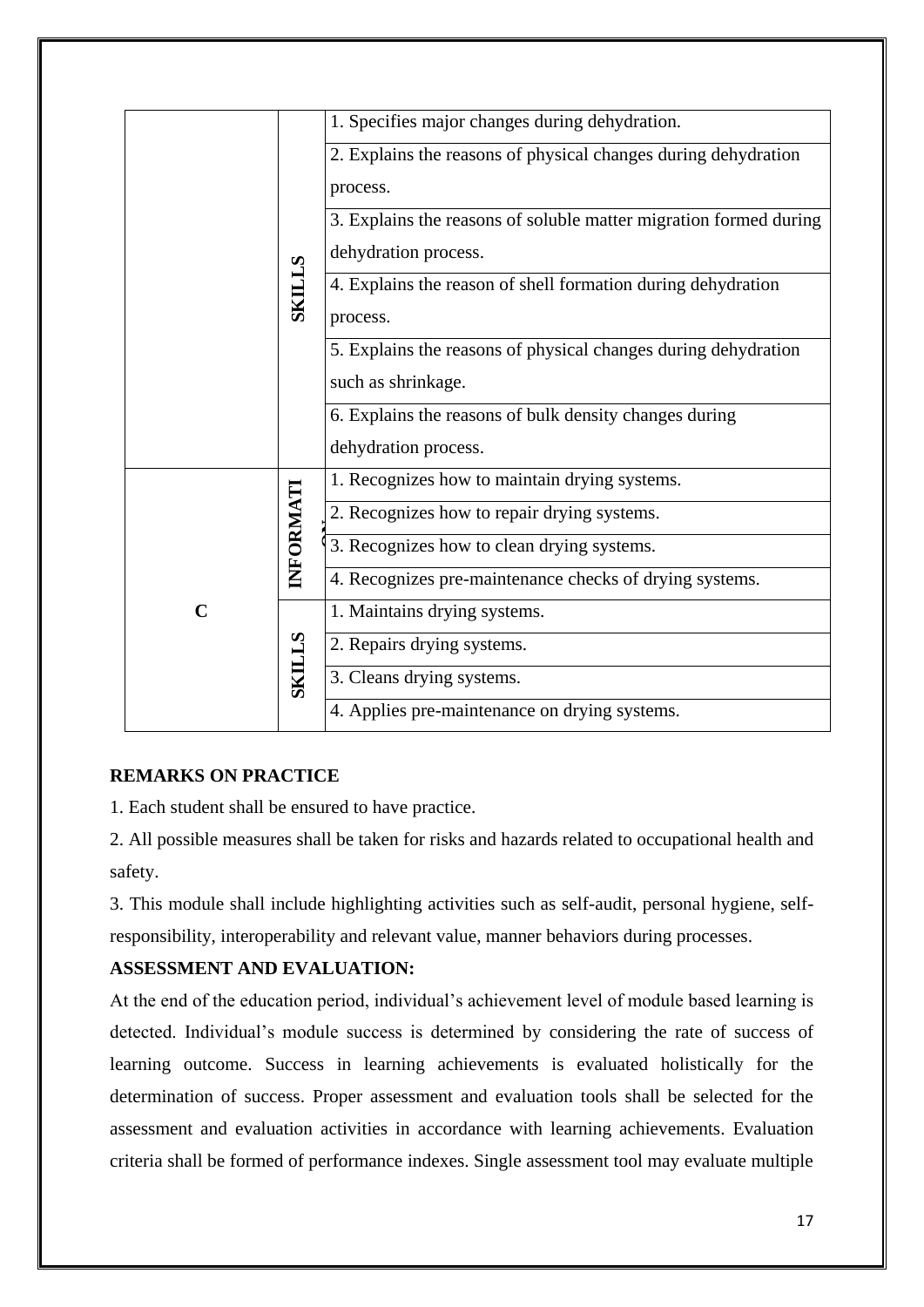| | | |
|---|---|---|
| | SKILLS | 1. Specifies major changes during dehydration. |
| | | 2. Explains the reasons of physical changes during dehydration process. |
| | | 3. Explains the reasons of soluble matter migration formed during dehydration process. |
| | | 4. Explains the reason of shell formation during dehydration process. |
| | | 5. Explains the reasons of physical changes during dehydration such as shrinkage. |
| | | 6. Explains the reasons of bulk density changes during dehydration process. |
| C | INFORMATION | 1. Recognizes how to maintain drying systems. |
| | | 2. Recognizes how to repair drying systems. |
| | | 3. Recognizes how to clean drying systems. |
| | | 4. Recognizes pre-maintenance checks of drying systems. |
| | SKILLS | 1. Maintains drying systems. |
| | | 2. Repairs drying systems. |
| | | 3. Cleans drying systems. |
| | | 4. Applies pre-maintenance on drying systems. |

**REMARKS ON PRACTICE**

1. Each student shall be ensured to have practice.

2. All possible measures shall be taken for risks and hazards related to occupational health and safety.

3. This module shall include highlighting activities such as self-audit, personal hygiene, self-responsibility, interoperability and relevant value, manner behaviors during processes.

**ASSESSMENT AND EVALUATION:**

At the end of the education period, individual's achievement level of module based learning is detected. Individual's module success is determined by considering the rate of success of learning outcome. Success in learning achievements is evaluated holistically for the determination of success. Proper assessment and evaluation tools shall be selected for the assessment and evaluation activities in accordance with learning achievements. Evaluation criteria shall be formed of performance indexes. Single assessment tool may evaluate multiple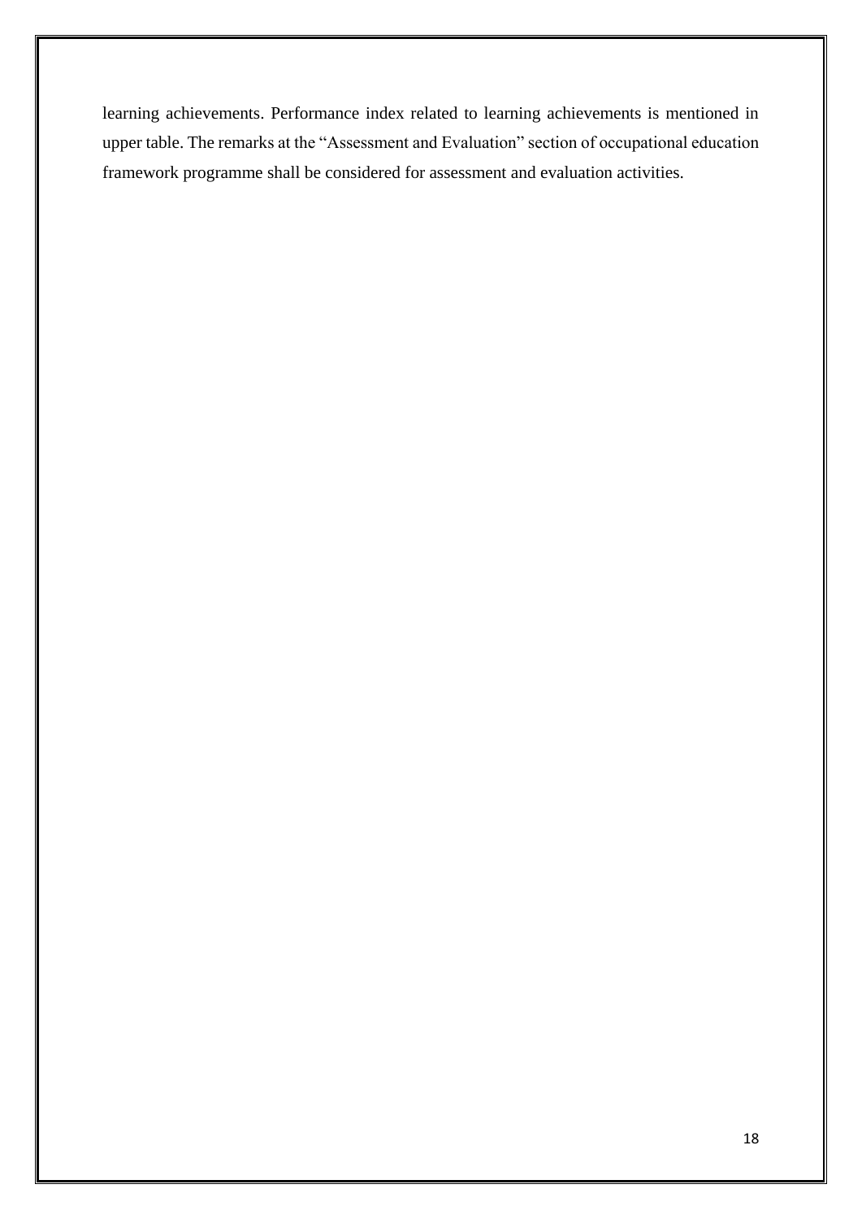learning achievements. Performance index related to learning achievements is mentioned in upper table. The remarks at the "Assessment and Evaluation" section of occupational education framework programme shall be considered for assessment and evaluation activities.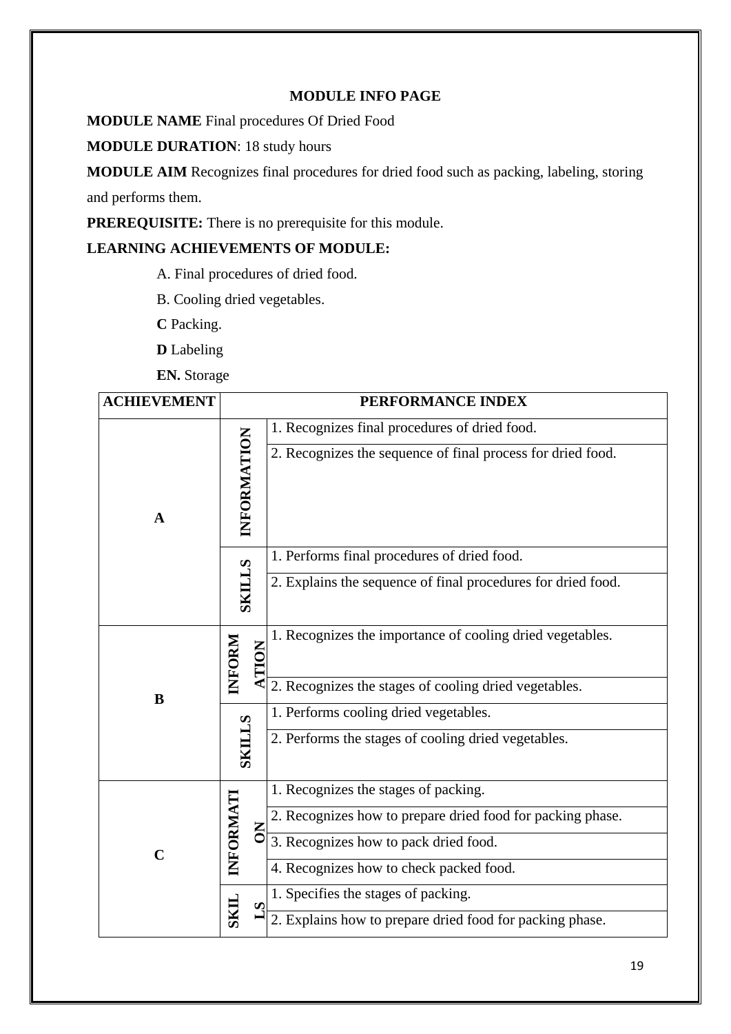**MODULE INFO PAGE**

**MODULE NAME** Final procedures Of Dried Food

**MODULE DURATION**: 18 study hours

**MODULE AIM** Recognizes final procedures for dried food such as packing, labeling, storing and performs them.

**PREREQUISITE:** There is no prerequisite for this module.

**LEARNING ACHIEVEMENTS OF MODULE:**

A. Final procedures of dried food.

B. Cooling dried vegetables.

**C** Packing.

**D** Labeling

**EN.** Storage

| ACHIEVEMENT | PERFORMANCE INDEX | |
|---|---|---|
| A | INFORMATION | 1. Recognizes final procedures of dried food. |
| | | 2. Recognizes the sequence of final process for dried food. |
| | SKILLS | 1. Performs final procedures of dried food. |
| | | 2. Explains the sequence of final procedures for dried food. |
| B | INFORMATION | 1. Recognizes the importance of cooling dried vegetables. |
| | | 2. Recognizes the stages of cooling dried vegetables. |
| | SKILLS | 1. Performs cooling dried vegetables. |
| | | 2. Performs the stages of cooling dried vegetables. |
| C | INFORMATION | 1. Recognizes the stages of packing. |
| | | 2. Recognizes how to prepare dried food for packing phase. |
| | | 3. Recognizes how to pack dried food. |
| | | 4. Recognizes how to check packed food. |
| | SKILLS | 1. Specifies the stages of packing. |
| | | 2. Explains how to prepare dried food for packing phase. |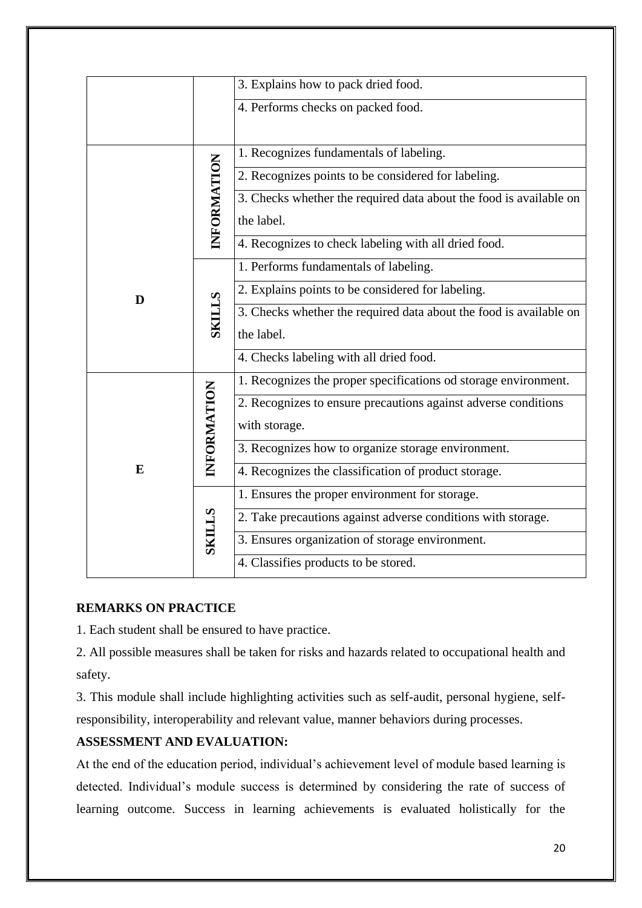| | | |
|---|---|---|
| | | 3. Explains how to pack dried food. |
| | | 4. Performs checks on packed food. |
| D | INFORMATION | 1. Recognizes fundamentals of labeling. |
| | | 2. Recognizes points to be considered for labeling. |
| | | 3. Checks whether the required data about the food is available on the label. |
| | | 4. Recognizes to check labeling with all dried food. |
| | SKILLS | 1. Performs fundamentals of labeling. |
| | | 2. Explains points to be considered for labeling. |
| | | 3. Checks whether the required data about the food is available on the label. |
| | | 4. Checks labeling with all dried food. |
| E | INFORMATION | 1. Recognizes the proper specifications od storage environment. |
| | | 2. Recognizes to ensure precautions against adverse conditions with storage. |
| | | 3. Recognizes how to organize storage environment. |
| | | 4. Recognizes the classification of product storage. |
| | SKILLS | 1. Ensures the proper environment for storage. |
| | | 2. Take precautions against adverse conditions with storage. |
| | | 3. Ensures organization of storage environment. |
| | | 4. Classifies products to be stored. |

**REMARKS ON PRACTICE**

1. Each student shall be ensured to have practice.

2. All possible measures shall be taken for risks and hazards related to occupational health and safety.

3. This module shall include highlighting activities such as self-audit, personal hygiene, self-responsibility, interoperability and relevant value, manner behaviors during processes.

**ASSESSMENT AND EVALUATION:**

At the end of the education period, individual's achievement level of module based learning is detected. Individual's module success is determined by considering the rate of success of learning outcome. Success in learning achievements is evaluated holistically for the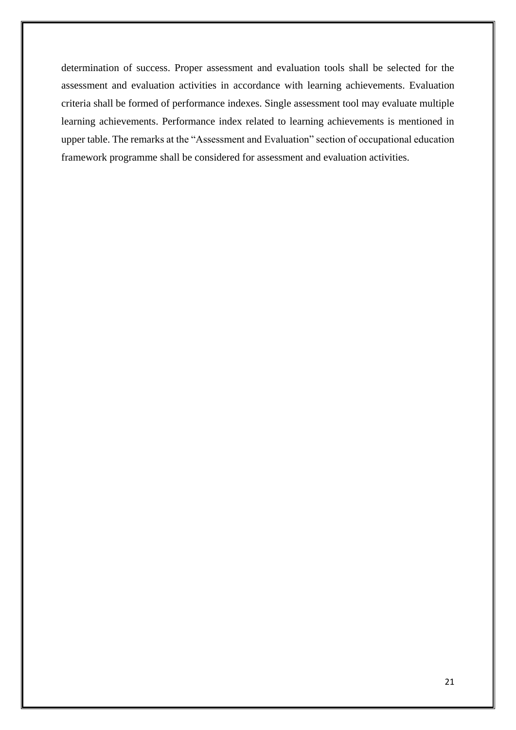determination of success. Proper assessment and evaluation tools shall be selected for the assessment and evaluation activities in accordance with learning achievements. Evaluation criteria shall be formed of performance indexes. Single assessment tool may evaluate multiple learning achievements. Performance index related to learning achievements is mentioned in upper table. The remarks at the "Assessment and Evaluation" section of occupational education framework programme shall be considered for assessment and evaluation activities.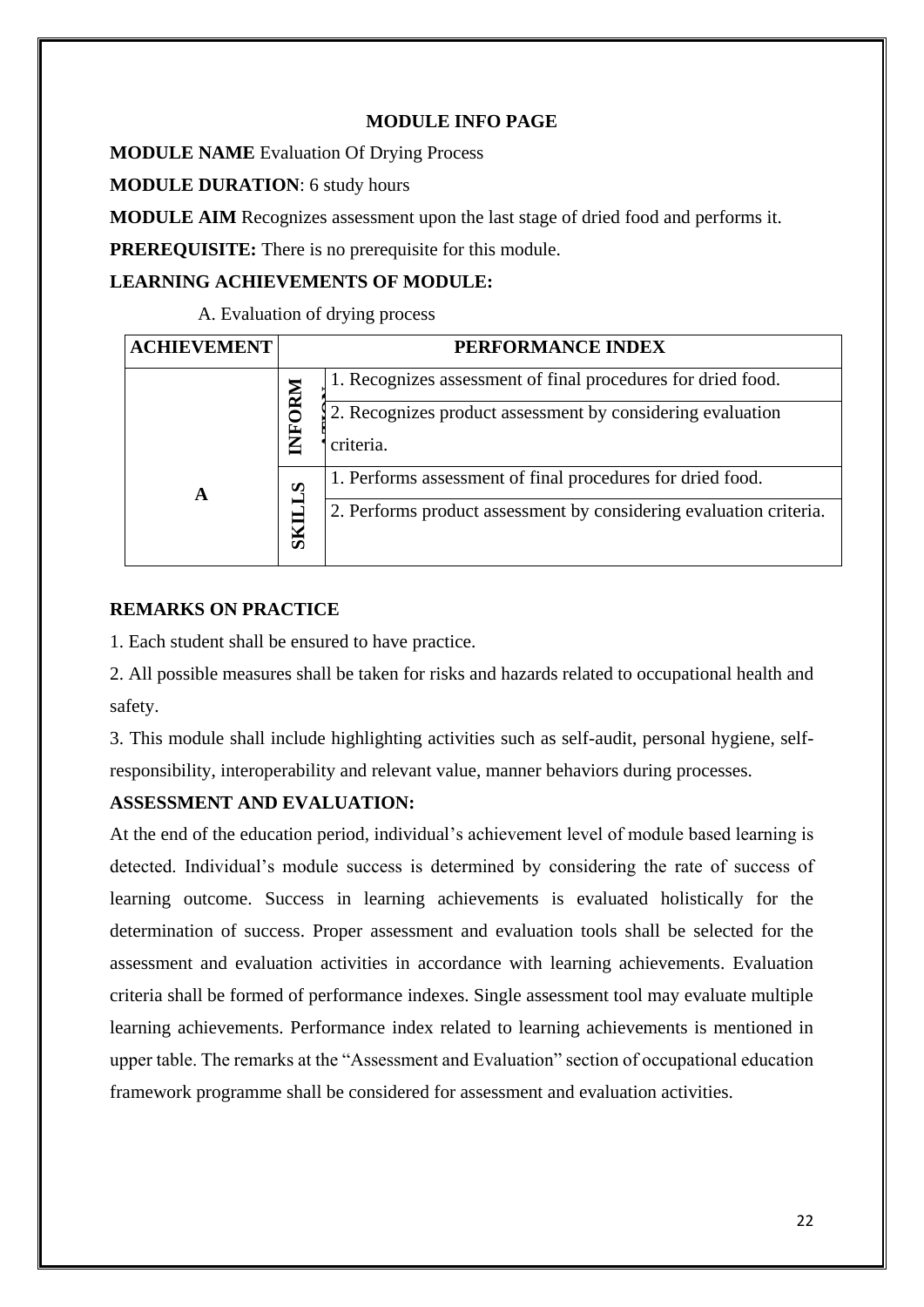**MODULE INFO PAGE**

**MODULE NAME** Evaluation Of Drying Process

**MODULE DURATION**: 6 study hours

**MODULE AIM** Recognizes assessment upon the last stage of dried food and performs it.

**PREREQUISITE:** There is no prerequisite for this module.

**LEARNING ACHIEVEMENTS OF MODULE:**

A. Evaluation of drying process

| ACHIEVEMENT | PERFORMANCE INDEX | |
|---|---|---|
| A | INFORMATION | 1. Recognizes assessment of final procedures for dried food. |
| | | 2. Recognizes product assessment by considering evaluation criteria. |
| | SKILLS | 1. Performs assessment of final procedures for dried food. |
| | | 2. Performs product assessment by considering evaluation criteria. |

**REMARKS ON PRACTICE**

1. Each student shall be ensured to have practice.
2. All possible measures shall be taken for risks and hazards related to occupational health and safety.
3. This module shall include highlighting activities such as self-audit, personal hygiene, self-responsibility, interoperability and relevant value, manner behaviors during processes.

**ASSESSMENT AND EVALUATION:**

At the end of the education period, individual's achievement level of module based learning is detected. Individual's module success is determined by considering the rate of success of learning outcome. Success in learning achievements is evaluated holistically for the determination of success. Proper assessment and evaluation tools shall be selected for the assessment and evaluation activities in accordance with learning achievements. Evaluation criteria shall be formed of performance indexes. Single assessment tool may evaluate multiple learning achievements. Performance index related to learning achievements is mentioned in upper table. The remarks at the "Assessment and Evaluation" section of occupational education framework programme shall be considered for assessment and evaluation activities.